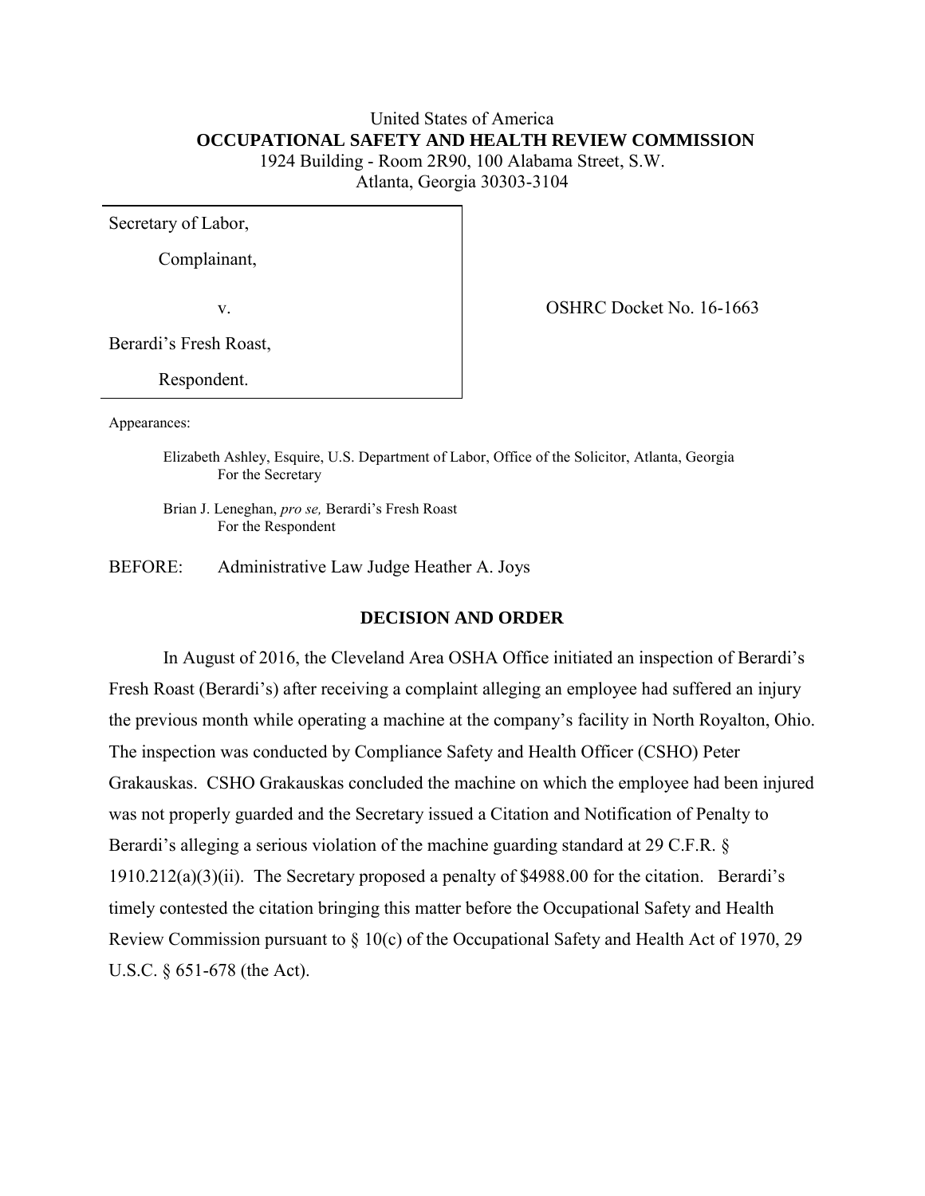United States of America
**OCCUPATIONAL SAFETY AND HEALTH REVIEW COMMISSION**
1924 Building - Room 2R90, 100 Alabama Street, S.W.
Atlanta, Georgia 30303-3104

| | |
|---|---|
| Secretary of Labor,<br><br>Complainant,<br><br>v.<br><br>Berardi's Fresh Roast,<br><br>Respondent. | OSHRC Docket No. 16-1663 |

Appearances:

Elizabeth Ashley, Esquire, U.S. Department of Labor, Office of the Solicitor, Atlanta, Georgia
For the Secretary

Brian J. Leneghan, *pro se,* Berardi's Fresh Roast
For the Respondent

BEFORE: Administrative Law Judge Heather A. Joys

## DECISION AND ORDER

In August of 2016, the Cleveland Area OSHA Office initiated an inspection of Berardi's Fresh Roast (Berardi's) after receiving a complaint alleging an employee had suffered an injury the previous month while operating a machine at the company's facility in North Royalton, Ohio. The inspection was conducted by Compliance Safety and Health Officer (CSHO) Peter Grakauskas. CSHO Grakauskas concluded the machine on which the employee had been injured was not properly guarded and the Secretary issued a Citation and Notification of Penalty to Berardi's alleging a serious violation of the machine guarding standard at 29 C.F.R. § 1910.212(a)(3)(ii). The Secretary proposed a penalty of $4988.00 for the citation. Berardi's timely contested the citation bringing this matter before the Occupational Safety and Health Review Commission pursuant to § 10(c) of the Occupational Safety and Health Act of 1970, 29 U.S.C. § 651-678 (the Act).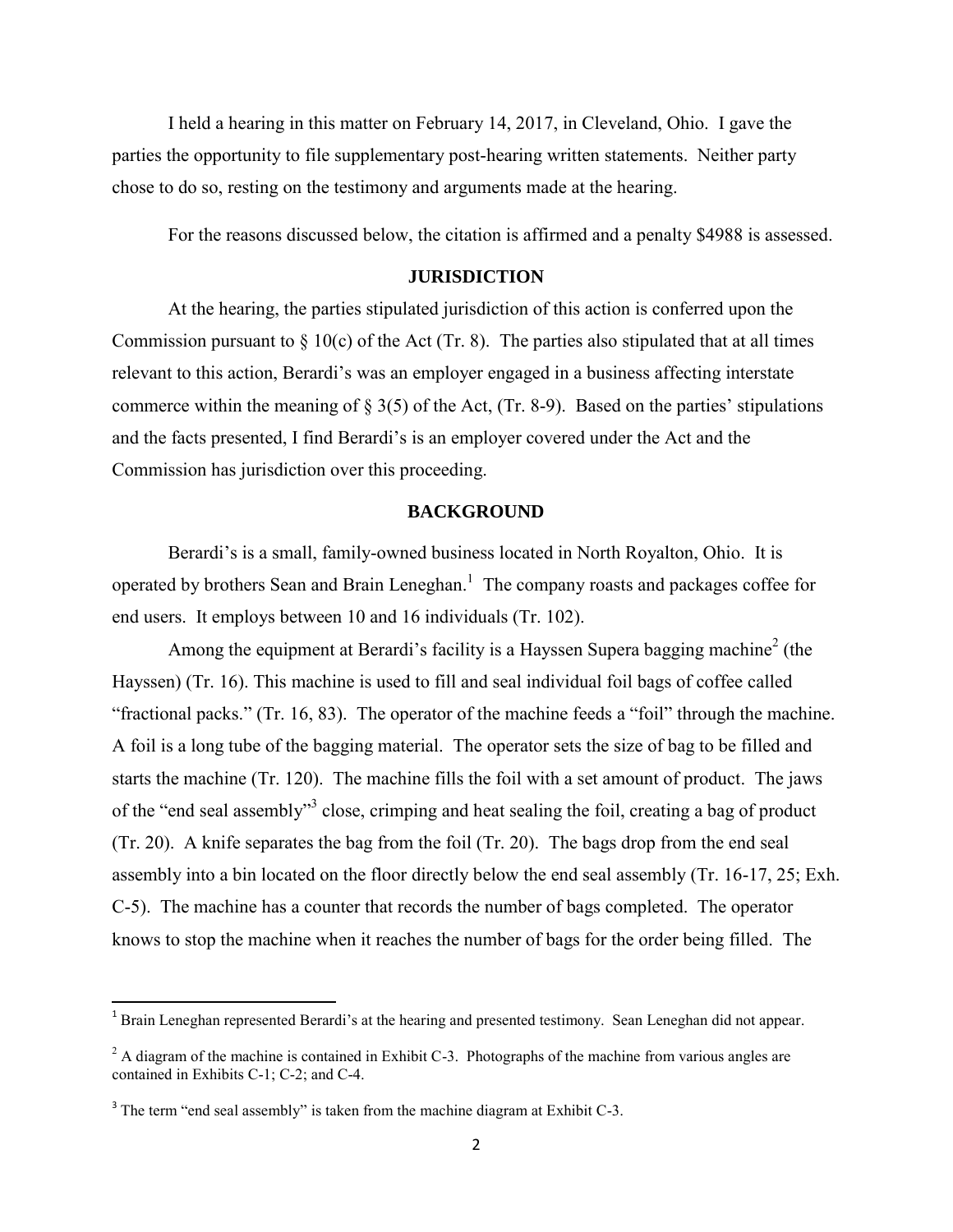I held a hearing in this matter on February 14, 2017, in Cleveland, Ohio. I gave the parties the opportunity to file supplementary post-hearing written statements. Neither party chose to do so, resting on the testimony and arguments made at the hearing.

For the reasons discussed below, the citation is affirmed and a penalty $4988 is assessed.

## JURISDICTION

At the hearing, the parties stipulated jurisdiction of this action is conferred upon the Commission pursuant to § 10(c) of the Act (Tr. 8). The parties also stipulated that at all times relevant to this action, Berardi's was an employer engaged in a business affecting interstate commerce within the meaning of § 3(5) of the Act, (Tr. 8-9). Based on the parties' stipulations and the facts presented, I find Berardi's is an employer covered under the Act and the Commission has jurisdiction over this proceeding.

## BACKGROUND

Berardi's is a small, family-owned business located in North Royalton, Ohio. It is operated by brothers Sean and Brain Leneghan.[1] The company roasts and packages coffee for end users. It employs between 10 and 16 individuals (Tr. 102).

Among the equipment at Berardi's facility is a Hayssen Supera bagging machine[2] (the Hayssen) (Tr. 16). This machine is used to fill and seal individual foil bags of coffee called "fractional packs." (Tr. 16, 83). The operator of the machine feeds a "foil" through the machine. A foil is a long tube of the bagging material. The operator sets the size of bag to be filled and starts the machine (Tr. 120). The machine fills the foil with a set amount of product. The jaws of the "end seal assembly"[3] close, crimping and heat sealing the foil, creating a bag of product (Tr. 20). A knife separates the bag from the foil (Tr. 20). The bags drop from the end seal assembly into a bin located on the floor directly below the end seal assembly (Tr. 16-17, 25; Exh. C-5). The machine has a counter that records the number of bags completed. The operator knows to stop the machine when it reaches the number of bags for the order being filled. The

[1] Brain Leneghan represented Berardi's at the hearing and presented testimony. Sean Leneghan did not appear.

[2] A diagram of the machine is contained in Exhibit C-3. Photographs of the machine from various angles are contained in Exhibits C-1; C-2; and C-4.

[3] The term "end seal assembly" is taken from the machine diagram at Exhibit C-3.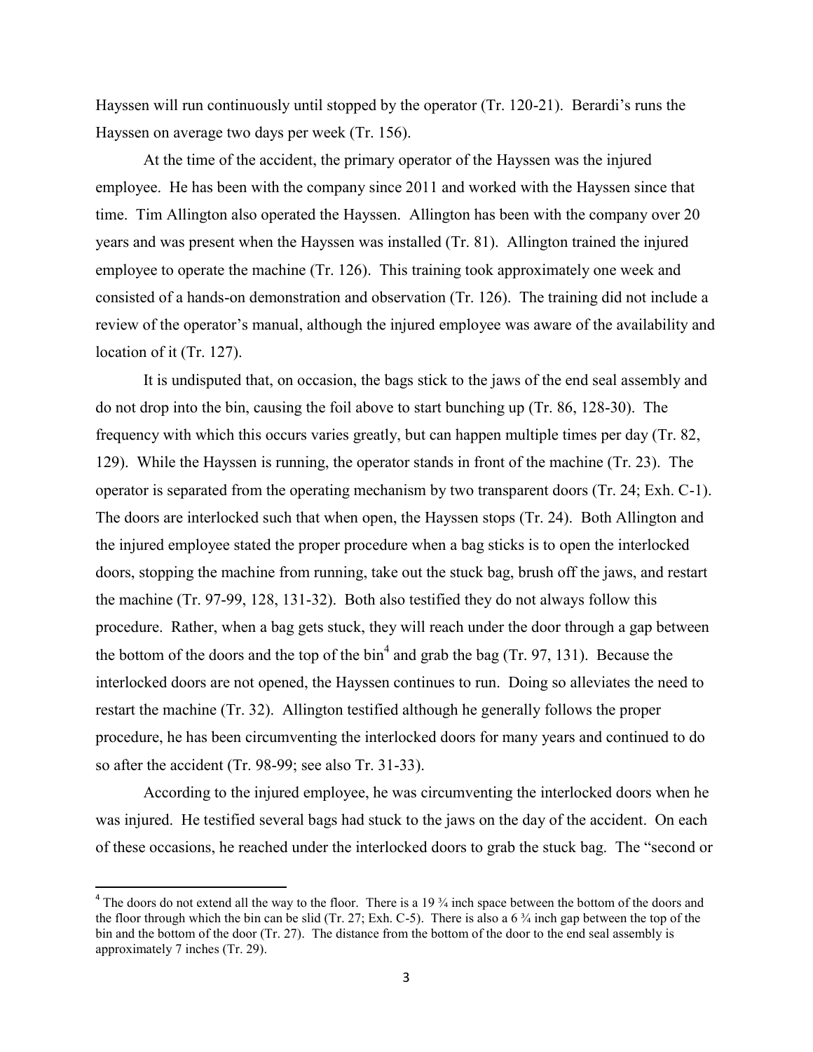Hayssen will run continuously until stopped by the operator (Tr. 120-21). Berardi's runs the Hayssen on average two days per week (Tr. 156).

At the time of the accident, the primary operator of the Hayssen was the injured employee. He has been with the company since 2011 and worked with the Hayssen since that time. Tim Allington also operated the Hayssen. Allington has been with the company over 20 years and was present when the Hayssen was installed (Tr. 81). Allington trained the injured employee to operate the machine (Tr. 126). This training took approximately one week and consisted of a hands-on demonstration and observation (Tr. 126). The training did not include a review of the operator's manual, although the injured employee was aware of the availability and location of it (Tr. 127).

It is undisputed that, on occasion, the bags stick to the jaws of the end seal assembly and do not drop into the bin, causing the foil above to start bunching up (Tr. 86, 128-30). The frequency with which this occurs varies greatly, but can happen multiple times per day (Tr. 82, 129). While the Hayssen is running, the operator stands in front of the machine (Tr. 23). The operator is separated from the operating mechanism by two transparent doors (Tr. 24; Exh. C-1). The doors are interlocked such that when open, the Hayssen stops (Tr. 24). Both Allington and the injured employee stated the proper procedure when a bag sticks is to open the interlocked doors, stopping the machine from running, take out the stuck bag, brush off the jaws, and restart the machine (Tr. 97-99, 128, 131-32). Both also testified they do not always follow this procedure. Rather, when a bag gets stuck, they will reach under the door through a gap between the bottom of the doors and the top of the bin[4] and grab the bag (Tr. 97, 131). Because the interlocked doors are not opened, the Hayssen continues to run. Doing so alleviates the need to restart the machine (Tr. 32). Allington testified although he generally follows the proper procedure, he has been circumventing the interlocked doors for many years and continued to do so after the accident (Tr. 98-99; see also Tr. 31-33).

According to the injured employee, he was circumventing the interlocked doors when he was injured. He testified several bags had stuck to the jaws on the day of the accident. On each of these occasions, he reached under the interlocked doors to grab the stuck bag. The "second or

[4] The doors do not extend all the way to the floor. There is a 19 ¾ inch space between the bottom of the doors and the floor through which the bin can be slid (Tr. 27; Exh. C-5). There is also a 6 ¾ inch gap between the top of the bin and the bottom of the door (Tr. 27). The distance from the bottom of the door to the end seal assembly is approximately 7 inches (Tr. 29).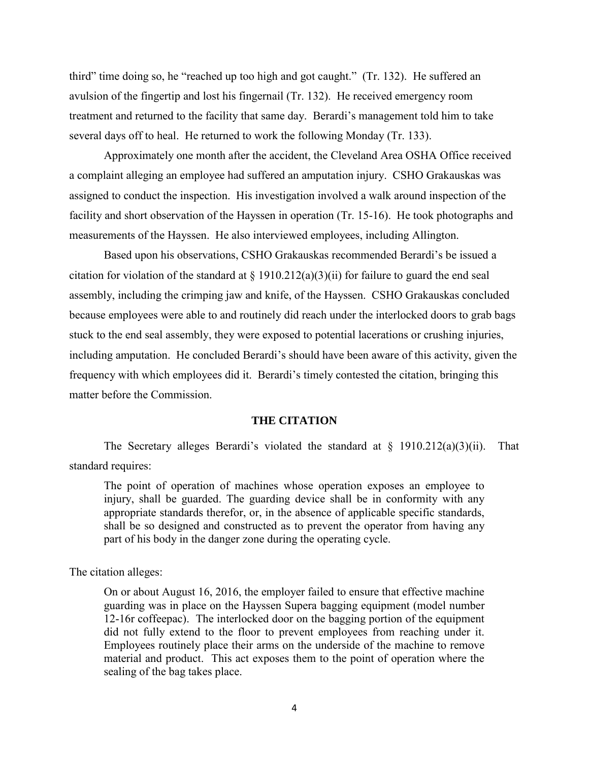third" time doing so, he "reached up too high and got caught." (Tr. 132). He suffered an avulsion of the fingertip and lost his fingernail (Tr. 132). He received emergency room treatment and returned to the facility that same day. Berardi's management told him to take several days off to heal. He returned to work the following Monday (Tr. 133).

Approximately one month after the accident, the Cleveland Area OSHA Office received a complaint alleging an employee had suffered an amputation injury. CSHO Grakauskas was assigned to conduct the inspection. His investigation involved a walk around inspection of the facility and short observation of the Hayssen in operation (Tr. 15-16). He took photographs and measurements of the Hayssen. He also interviewed employees, including Allington.

Based upon his observations, CSHO Grakauskas recommended Berardi's be issued a citation for violation of the standard at § 1910.212(a)(3)(ii) for failure to guard the end seal assembly, including the crimping jaw and knife, of the Hayssen. CSHO Grakauskas concluded because employees were able to and routinely did reach under the interlocked doors to grab bags stuck to the end seal assembly, they were exposed to potential lacerations or crushing injuries, including amputation. He concluded Berardi's should have been aware of this activity, given the frequency with which employees did it. Berardi's timely contested the citation, bringing this matter before the Commission.

## THE CITATION

The Secretary alleges Berardi's violated the standard at § 1910.212(a)(3)(ii). That standard requires:

> The point of operation of machines whose operation exposes an employee to injury, shall be guarded. The guarding device shall be in conformity with any appropriate standards therefor, or, in the absence of applicable specific standards, shall be so designed and constructed as to prevent the operator from having any part of his body in the danger zone during the operating cycle.

The citation alleges:

> On or about August 16, 2016, the employer failed to ensure that effective machine guarding was in place on the Hayssen Supera bagging equipment (model number 12-16r coffeepac). The interlocked door on the bagging portion of the equipment did not fully extend to the floor to prevent employees from reaching under it. Employees routinely place their arms on the underside of the machine to remove material and product. This act exposes them to the point of operation where the sealing of the bag takes place.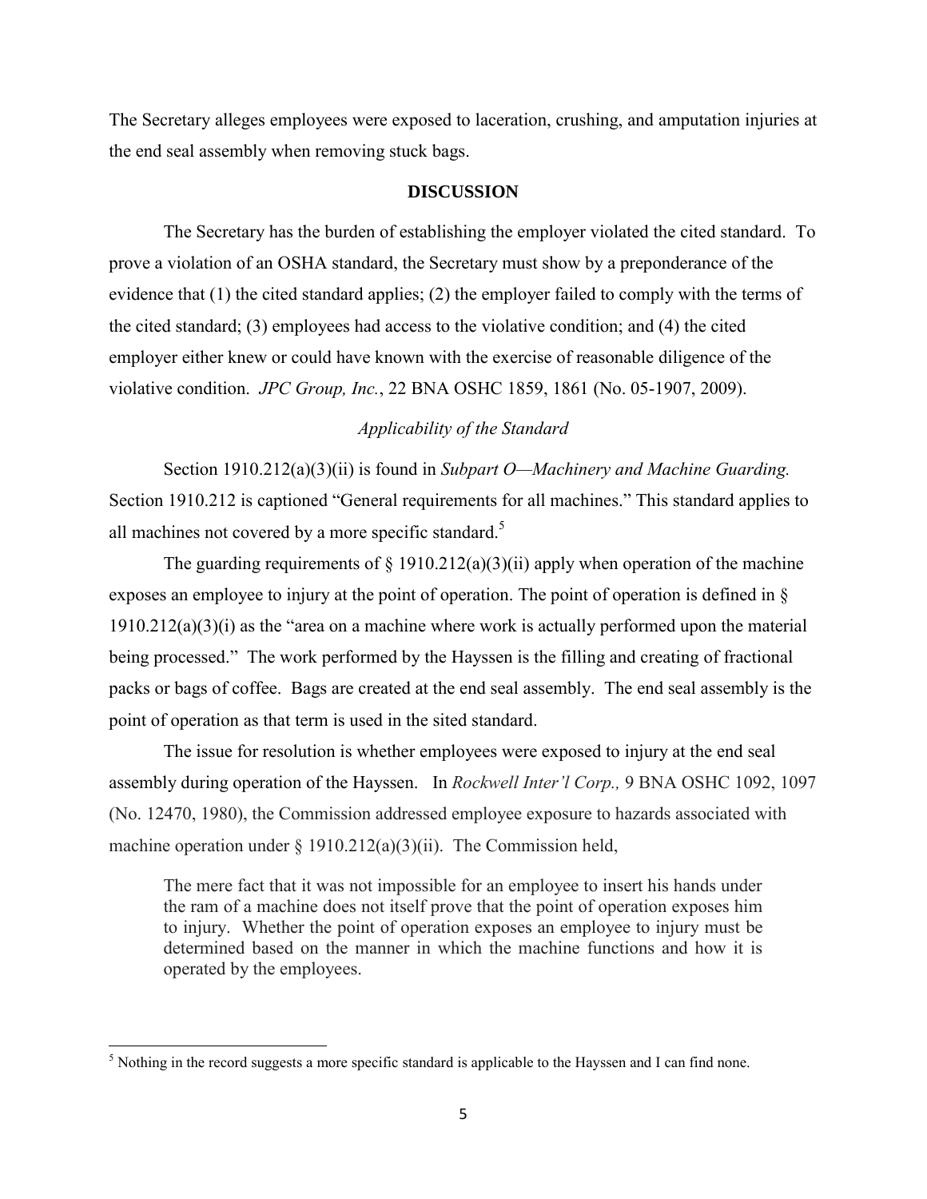The Secretary alleges employees were exposed to laceration, crushing, and amputation injuries at the end seal assembly when removing stuck bags.

## DISCUSSION

The Secretary has the burden of establishing the employer violated the cited standard. To prove a violation of an OSHA standard, the Secretary must show by a preponderance of the evidence that (1) the cited standard applies; (2) the employer failed to comply with the terms of the cited standard; (3) employees had access to the violative condition; and (4) the cited employer either knew or could have known with the exercise of reasonable diligence of the violative condition. *JPC Group, Inc.*, 22 BNA OSHC 1859, 1861 (No. 05-1907, 2009).

*Applicability of the Standard*

Section 1910.212(a)(3)(ii) is found in *Subpart O—Machinery and Machine Guarding.* Section 1910.212 is captioned "General requirements for all machines." This standard applies to all machines not covered by a more specific standard.[5]

The guarding requirements of § 1910.212(a)(3)(ii) apply when operation of the machine exposes an employee to injury at the point of operation. The point of operation is defined in § 1910.212(a)(3)(i) as the "area on a machine where work is actually performed upon the material being processed." The work performed by the Hayssen is the filling and creating of fractional packs or bags of coffee. Bags are created at the end seal assembly. The end seal assembly is the point of operation as that term is used in the sited standard.

The issue for resolution is whether employees were exposed to injury at the end seal assembly during operation of the Hayssen. In *Rockwell Inter'l Corp.,* 9 BNA OSHC 1092, 1097 (No. 12470, 1980), the Commission addressed employee exposure to hazards associated with machine operation under § 1910.212(a)(3)(ii). The Commission held,

> The mere fact that it was not impossible for an employee to insert his hands under the ram of a machine does not itself prove that the point of operation exposes him to injury. Whether the point of operation exposes an employee to injury must be determined based on the manner in which the machine functions and how it is operated by the employees.

[5] Nothing in the record suggests a more specific standard is applicable to the Hayssen and I can find none.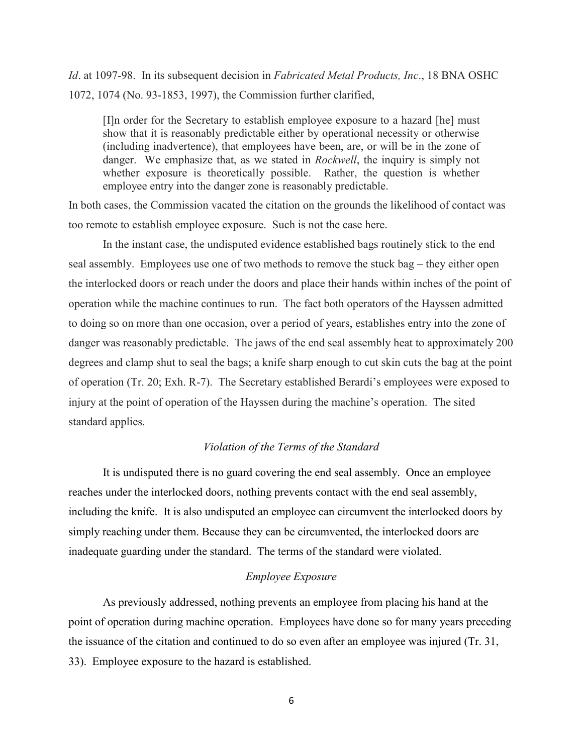*Id*. at 1097-98. In its subsequent decision in *Fabricated Metal Products, Inc*., 18 BNA OSHC 1072, 1074 (No. 93-1853, 1997), the Commission further clarified,

> [I]n order for the Secretary to establish employee exposure to a hazard [he] must show that it is reasonably predictable either by operational necessity or otherwise (including inadvertence), that employees have been, are, or will be in the zone of danger. We emphasize that, as we stated in *Rockwell*, the inquiry is simply not whether exposure is theoretically possible. Rather, the question is whether employee entry into the danger zone is reasonably predictable.

In both cases, the Commission vacated the citation on the grounds the likelihood of contact was too remote to establish employee exposure. Such is not the case here.

In the instant case, the undisputed evidence established bags routinely stick to the end seal assembly. Employees use one of two methods to remove the stuck bag – they either open the interlocked doors or reach under the doors and place their hands within inches of the point of operation while the machine continues to run. The fact both operators of the Hayssen admitted to doing so on more than one occasion, over a period of years, establishes entry into the zone of danger was reasonably predictable. The jaws of the end seal assembly heat to approximately 200 degrees and clamp shut to seal the bags; a knife sharp enough to cut skin cuts the bag at the point of operation (Tr. 20; Exh. R-7). The Secretary established Berardi's employees were exposed to injury at the point of operation of the Hayssen during the machine's operation. The sited standard applies.

### *Violation of the Terms of the Standard*

It is undisputed there is no guard covering the end seal assembly. Once an employee reaches under the interlocked doors, nothing prevents contact with the end seal assembly, including the knife. It is also undisputed an employee can circumvent the interlocked doors by simply reaching under them. Because they can be circumvented, the interlocked doors are inadequate guarding under the standard. The terms of the standard were violated.

### *Employee Exposure*

As previously addressed, nothing prevents an employee from placing his hand at the point of operation during machine operation. Employees have done so for many years preceding the issuance of the citation and continued to do so even after an employee was injured (Tr. 31, 33). Employee exposure to the hazard is established.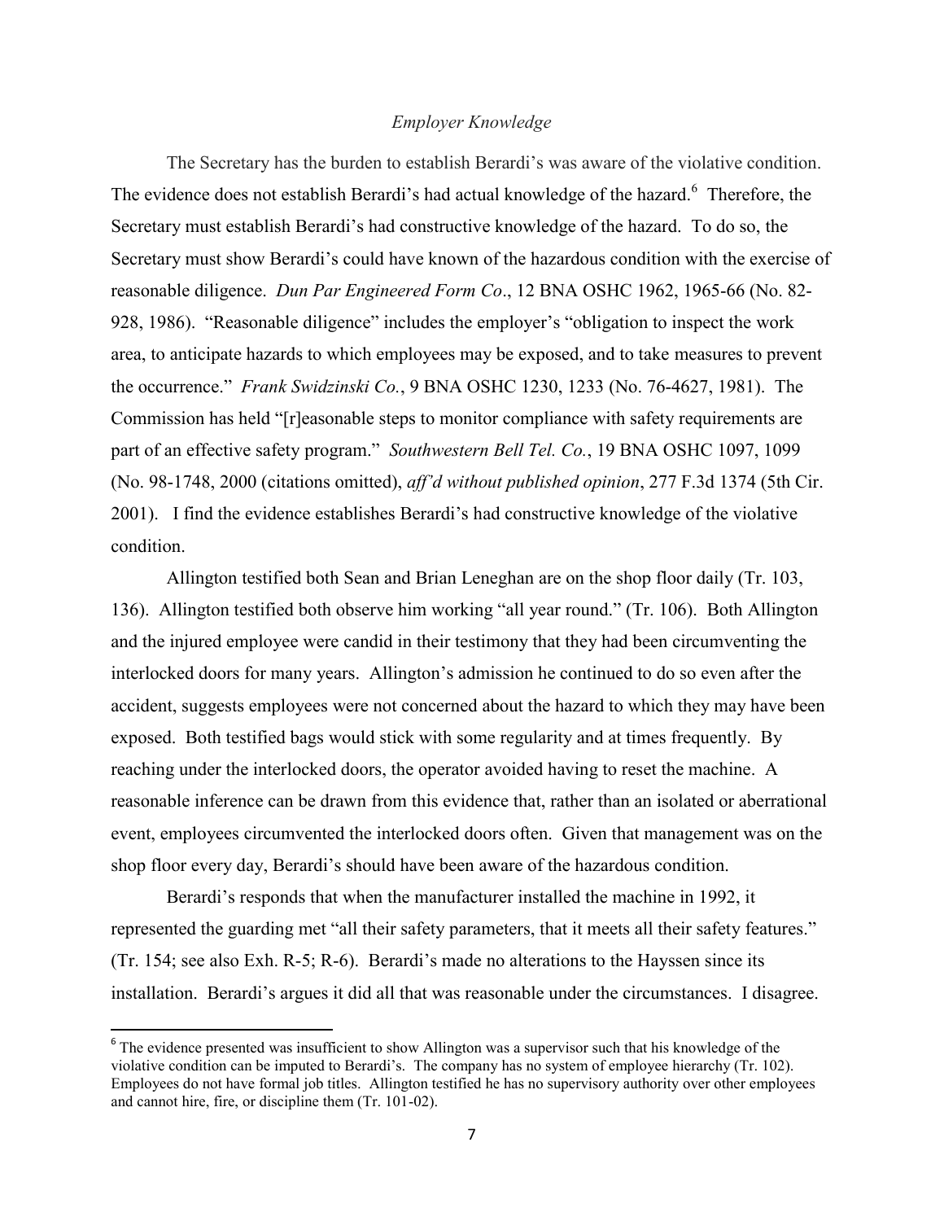### *Employer Knowledge*

The Secretary has the burden to establish Berardi's was aware of the violative condition. The evidence does not establish Berardi's had actual knowledge of the hazard.[6] Therefore, the Secretary must establish Berardi's had constructive knowledge of the hazard. To do so, the Secretary must show Berardi's could have known of the hazardous condition with the exercise of reasonable diligence. *Dun Par Engineered Form Co*., 12 BNA OSHC 1962, 1965-66 (No. 82-928, 1986). "Reasonable diligence" includes the employer's "obligation to inspect the work area, to anticipate hazards to which employees may be exposed, and to take measures to prevent the occurrence." *Frank Swidzinski Co.*, 9 BNA OSHC 1230, 1233 (No. 76-4627, 1981). The Commission has held "[r]easonable steps to monitor compliance with safety requirements are part of an effective safety program." *Southwestern Bell Tel. Co.*, 19 BNA OSHC 1097, 1099 (No. 98-1748, 2000 (citations omitted), *aff'd without published opinion*, 277 F.3d 1374 (5th Cir. 2001). I find the evidence establishes Berardi's had constructive knowledge of the violative condition.

Allington testified both Sean and Brian Leneghan are on the shop floor daily (Tr. 103, 136). Allington testified both observe him working "all year round." (Tr. 106). Both Allington and the injured employee were candid in their testimony that they had been circumventing the interlocked doors for many years. Allington's admission he continued to do so even after the accident, suggests employees were not concerned about the hazard to which they may have been exposed. Both testified bags would stick with some regularity and at times frequently. By reaching under the interlocked doors, the operator avoided having to reset the machine. A reasonable inference can be drawn from this evidence that, rather than an isolated or aberrational event, employees circumvented the interlocked doors often. Given that management was on the shop floor every day, Berardi's should have been aware of the hazardous condition.

Berardi's responds that when the manufacturer installed the machine in 1992, it represented the guarding met "all their safety parameters, that it meets all their safety features." (Tr. 154; see also Exh. R-5; R-6). Berardi's made no alterations to the Hayssen since its installation. Berardi's argues it did all that was reasonable under the circumstances. I disagree.

---

[6] The evidence presented was insufficient to show Allington was a supervisor such that his knowledge of the violative condition can be imputed to Berardi's. The company has no system of employee hierarchy (Tr. 102). Employees do not have formal job titles. Allington testified he has no supervisory authority over other employees and cannot hire, fire, or discipline them (Tr. 101-02).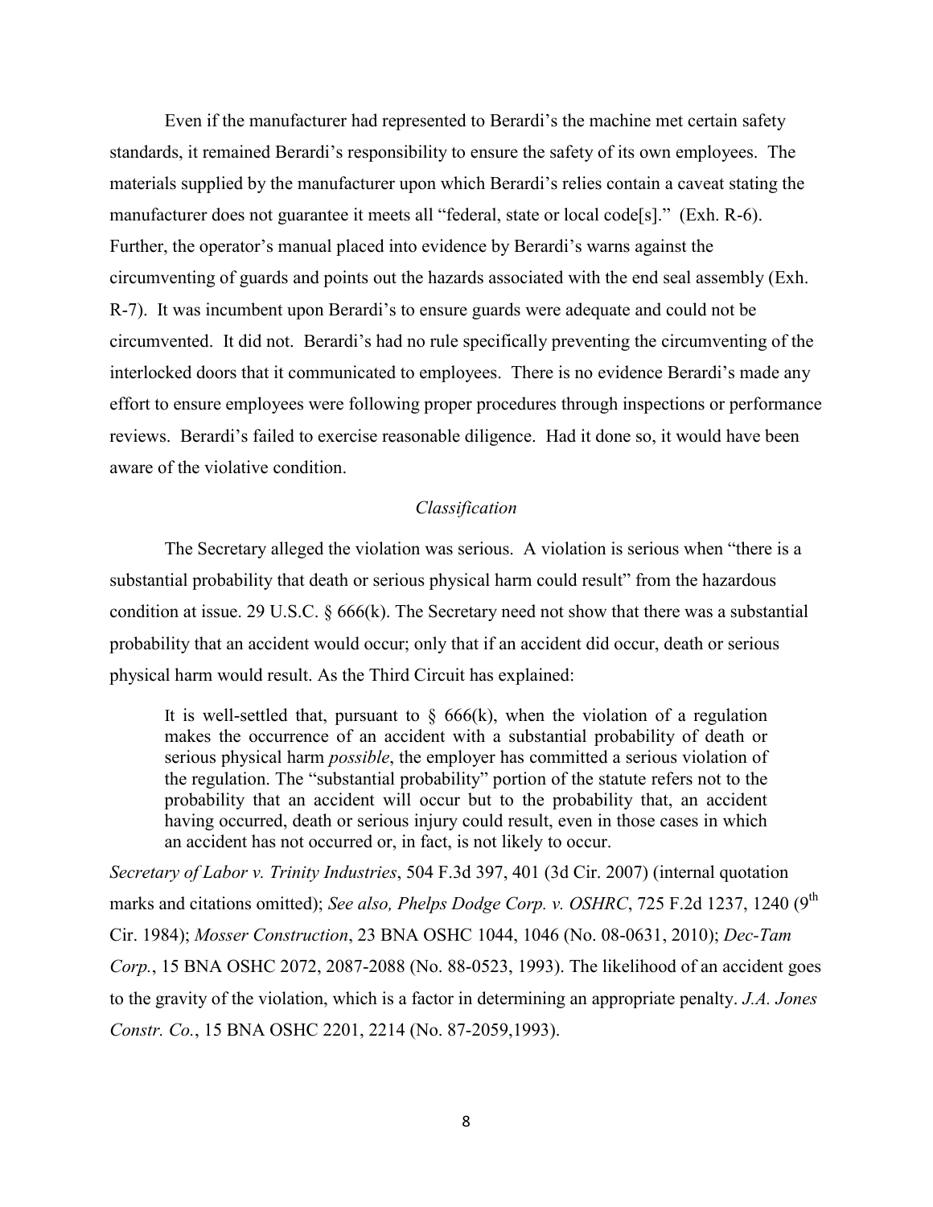Even if the manufacturer had represented to Berardi's the machine met certain safety standards, it remained Berardi's responsibility to ensure the safety of its own employees. The materials supplied by the manufacturer upon which Berardi's relies contain a caveat stating the manufacturer does not guarantee it meets all "federal, state or local code[s]." (Exh. R-6). Further, the operator's manual placed into evidence by Berardi's warns against the circumventing of guards and points out the hazards associated with the end seal assembly (Exh. R-7). It was incumbent upon Berardi's to ensure guards were adequate and could not be circumvented. It did not. Berardi's had no rule specifically preventing the circumventing of the interlocked doors that it communicated to employees. There is no evidence Berardi's made any effort to ensure employees were following proper procedures through inspections or performance reviews. Berardi's failed to exercise reasonable diligence. Had it done so, it would have been aware of the violative condition.

*Classification*

The Secretary alleged the violation was serious. A violation is serious when "there is a substantial probability that death or serious physical harm could result" from the hazardous condition at issue. 29 U.S.C. § 666(k). The Secretary need not show that there was a substantial probability that an accident would occur; only that if an accident did occur, death or serious physical harm would result. As the Third Circuit has explained:

> It is well-settled that, pursuant to § 666(k), when the violation of a regulation makes the occurrence of an accident with a substantial probability of death or serious physical harm *possible*, the employer has committed a serious violation of the regulation. The "substantial probability" portion of the statute refers not to the probability that an accident will occur but to the probability that, an accident having occurred, death or serious injury could result, even in those cases in which an accident has not occurred or, in fact, is not likely to occur.

*Secretary of Labor v. Trinity Industries*, 504 F.3d 397, 401 (3d Cir. 2007) (internal quotation marks and citations omitted); *See also, Phelps Dodge Corp. v. OSHRC*, 725 F.2d 1237, 1240 (9th Cir. 1984); *Mosser Construction*, 23 BNA OSHC 1044, 1046 (No. 08-0631, 2010); *Dec-Tam Corp.*, 15 BNA OSHC 2072, 2087-2088 (No. 88-0523, 1993). The likelihood of an accident goes to the gravity of the violation, which is a factor in determining an appropriate penalty. *J.A. Jones Constr. Co.*, 15 BNA OSHC 2201, 2214 (No. 87-2059,1993).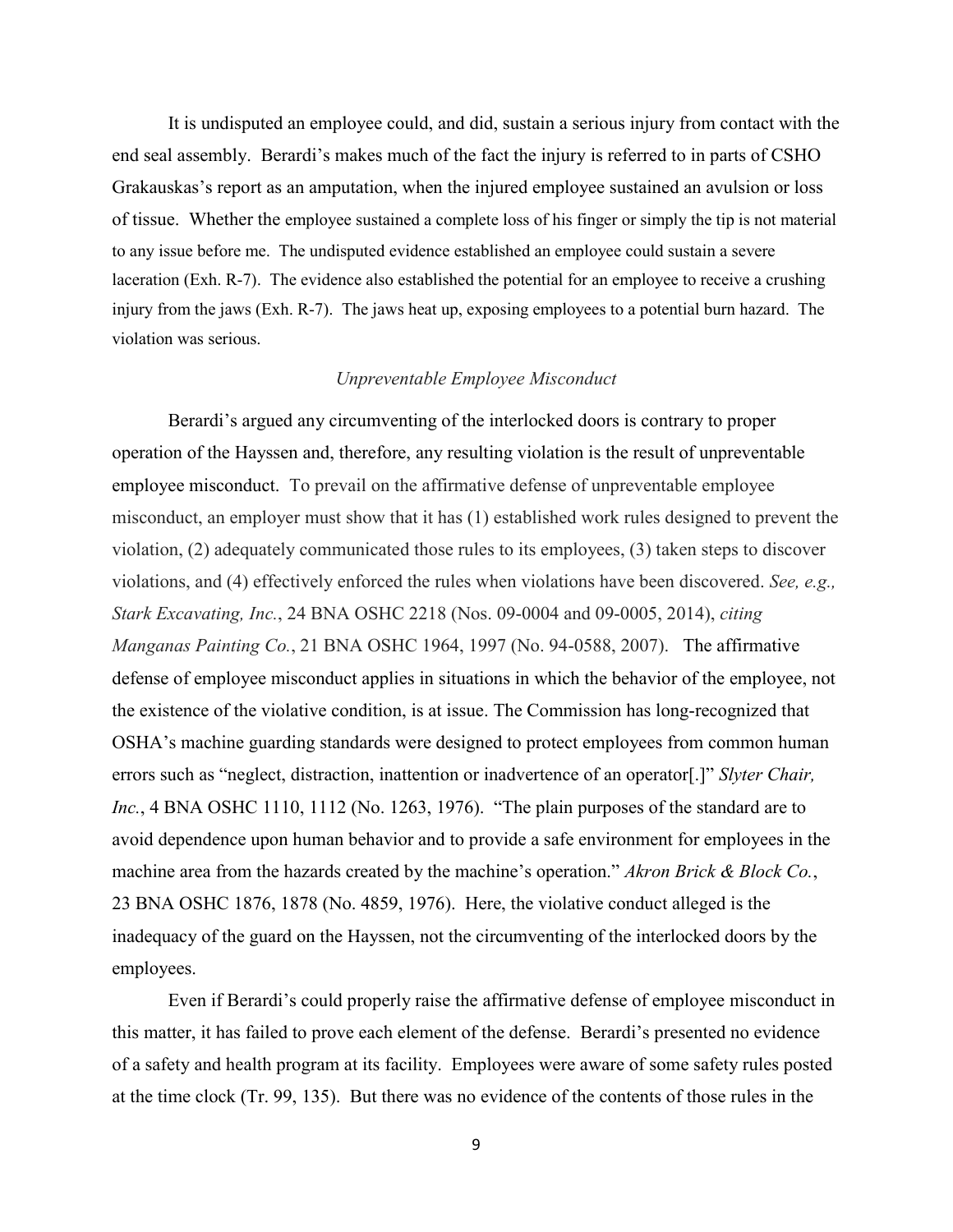It is undisputed an employee could, and did, sustain a serious injury from contact with the end seal assembly. Berardi's makes much of the fact the injury is referred to in parts of CSHO Grakauskas's report as an amputation, when the injured employee sustained an avulsion or loss of tissue. Whether the employee sustained a complete loss of his finger or simply the tip is not material to any issue before me. The undisputed evidence established an employee could sustain a severe laceration (Exh. R-7). The evidence also established the potential for an employee to receive a crushing injury from the jaws (Exh. R-7). The jaws heat up, exposing employees to a potential burn hazard. The violation was serious.

### *Unpreventable Employee Misconduct*

Berardi's argued any circumventing of the interlocked doors is contrary to proper operation of the Hayssen and, therefore, any resulting violation is the result of unpreventable employee misconduct. To prevail on the affirmative defense of unpreventable employee misconduct, an employer must show that it has (1) established work rules designed to prevent the violation, (2) adequately communicated those rules to its employees, (3) taken steps to discover violations, and (4) effectively enforced the rules when violations have been discovered. *See, e.g., Stark Excavating, Inc.*, 24 BNA OSHC 2218 (Nos. 09-0004 and 09-0005, 2014), *citing Manganas Painting Co.*, 21 BNA OSHC 1964, 1997 (No. 94-0588, 2007). The affirmative defense of employee misconduct applies in situations in which the behavior of the employee, not the existence of the violative condition, is at issue. The Commission has long-recognized that OSHA's machine guarding standards were designed to protect employees from common human errors such as "neglect, distraction, inattention or inadvertence of an operator[.]" *Slyter Chair, Inc.*, 4 BNA OSHC 1110, 1112 (No. 1263, 1976). "The plain purposes of the standard are to avoid dependence upon human behavior and to provide a safe environment for employees in the machine area from the hazards created by the machine's operation." *Akron Brick & Block Co.*, 23 BNA OSHC 1876, 1878 (No. 4859, 1976). Here, the violative conduct alleged is the inadequacy of the guard on the Hayssen, not the circumventing of the interlocked doors by the employees.

Even if Berardi's could properly raise the affirmative defense of employee misconduct in this matter, it has failed to prove each element of the defense. Berardi's presented no evidence of a safety and health program at its facility. Employees were aware of some safety rules posted at the time clock (Tr. 99, 135). But there was no evidence of the contents of those rules in the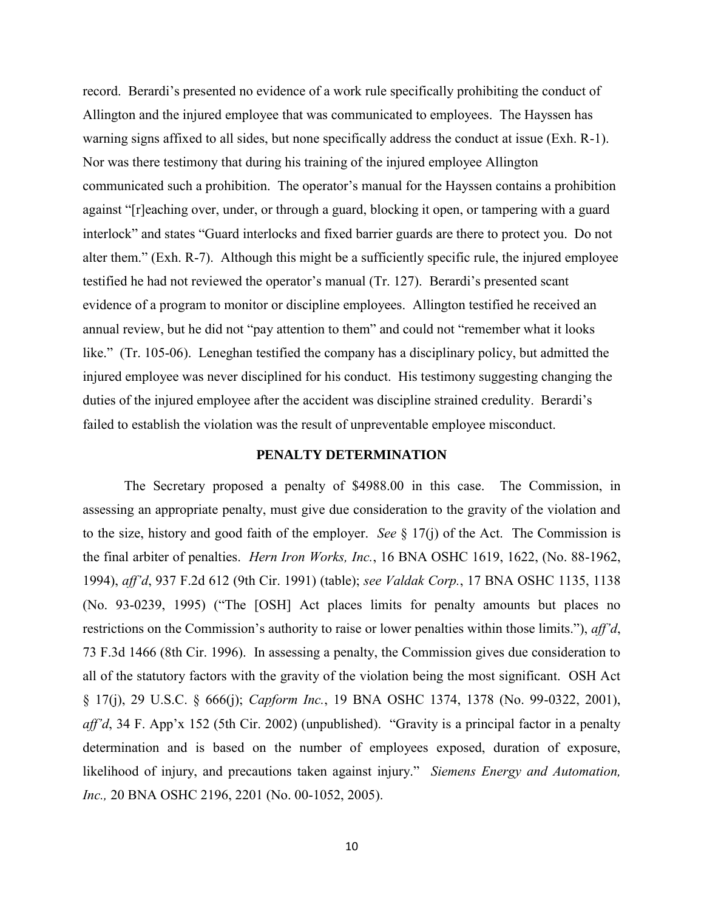record. Berardi's presented no evidence of a work rule specifically prohibiting the conduct of Allington and the injured employee that was communicated to employees. The Hayssen has warning signs affixed to all sides, but none specifically address the conduct at issue (Exh. R-1). Nor was there testimony that during his training of the injured employee Allington communicated such a prohibition. The operator's manual for the Hayssen contains a prohibition against "[r]eaching over, under, or through a guard, blocking it open, or tampering with a guard interlock" and states "Guard interlocks and fixed barrier guards are there to protect you. Do not alter them." (Exh. R-7). Although this might be a sufficiently specific rule, the injured employee testified he had not reviewed the operator's manual (Tr. 127). Berardi's presented scant evidence of a program to monitor or discipline employees. Allington testified he received an annual review, but he did not "pay attention to them" and could not "remember what it looks like." (Tr. 105-06). Leneghan testified the company has a disciplinary policy, but admitted the injured employee was never disciplined for his conduct. His testimony suggesting changing the duties of the injured employee after the accident was discipline strained credulity. Berardi's failed to establish the violation was the result of unpreventable employee misconduct.

## PENALTY DETERMINATION

The Secretary proposed a penalty of $4988.00 in this case. The Commission, in assessing an appropriate penalty, must give due consideration to the gravity of the violation and to the size, history and good faith of the employer. *See* § 17(j) of the Act. The Commission is the final arbiter of penalties. *Hern Iron Works, Inc.*, 16 BNA OSHC 1619, 1622, (No. 88-1962, 1994), *aff'd*, 937 F.2d 612 (9th Cir. 1991) (table); *see Valdak Corp.*, 17 BNA OSHC 1135, 1138 (No. 93-0239, 1995) ("The [OSH] Act places limits for penalty amounts but places no restrictions on the Commission's authority to raise or lower penalties within those limits."), *aff'd*, 73 F.3d 1466 (8th Cir. 1996). In assessing a penalty, the Commission gives due consideration to all of the statutory factors with the gravity of the violation being the most significant. OSH Act § 17(j), 29 U.S.C. § 666(j); *Capform Inc.*, 19 BNA OSHC 1374, 1378 (No. 99-0322, 2001), *aff'd*, 34 F. App'x 152 (5th Cir. 2002) (unpublished). "Gravity is a principal factor in a penalty determination and is based on the number of employees exposed, duration of exposure, likelihood of injury, and precautions taken against injury." *Siemens Energy and Automation, Inc.,* 20 BNA OSHC 2196, 2201 (No. 00-1052, 2005).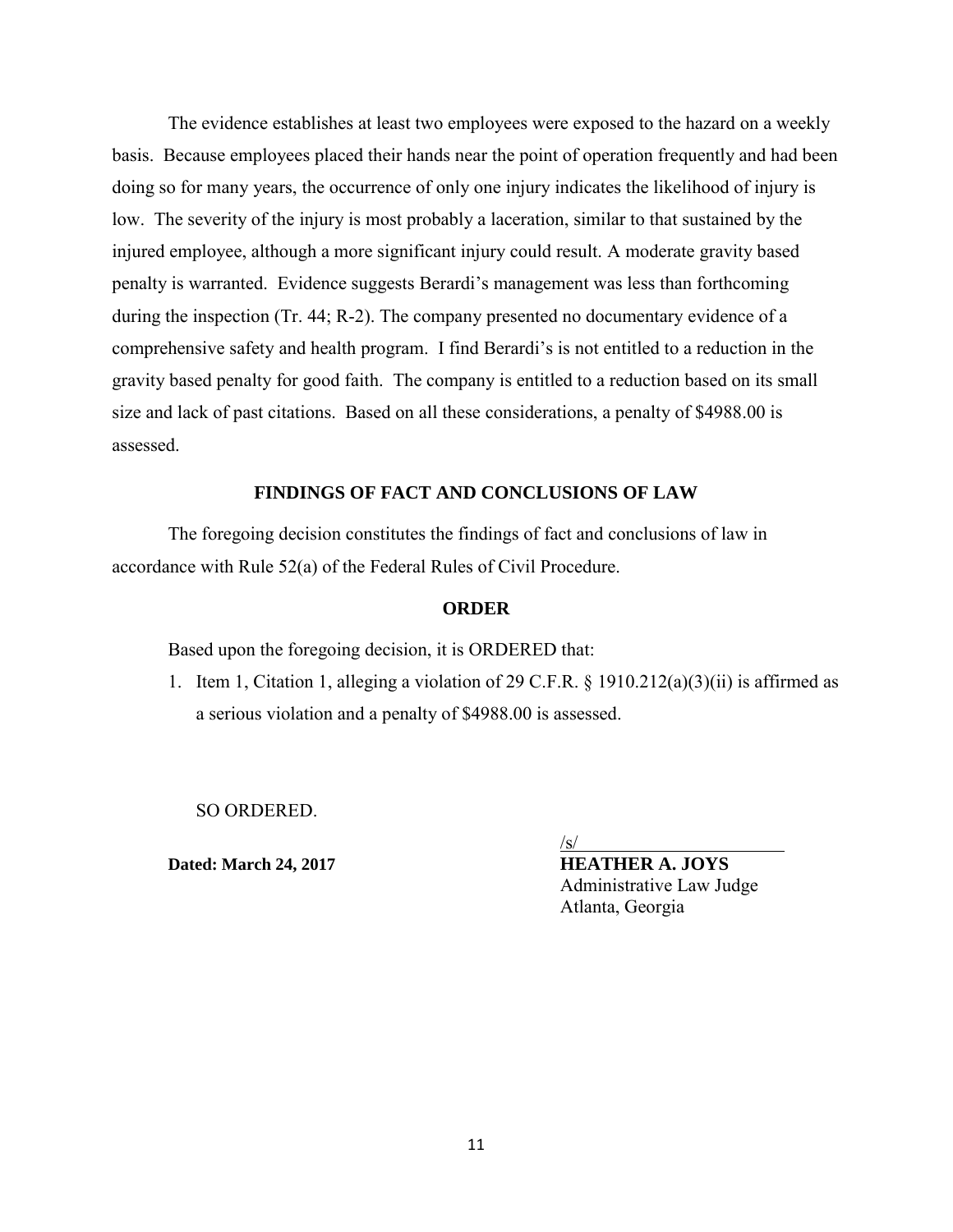The evidence establishes at least two employees were exposed to the hazard on a weekly basis. Because employees placed their hands near the point of operation frequently and had been doing so for many years, the occurrence of only one injury indicates the likelihood of injury is low. The severity of the injury is most probably a laceration, similar to that sustained by the injured employee, although a more significant injury could result. A moderate gravity based penalty is warranted. Evidence suggests Berardi's management was less than forthcoming during the inspection (Tr. 44; R-2). The company presented no documentary evidence of a comprehensive safety and health program. I find Berardi's is not entitled to a reduction in the gravity based penalty for good faith. The company is entitled to a reduction based on its small size and lack of past citations. Based on all these considerations, a penalty of $4988.00 is assessed.

## FINDINGS OF FACT AND CONCLUSIONS OF LAW

The foregoing decision constitutes the findings of fact and conclusions of law in accordance with Rule 52(a) of the Federal Rules of Civil Procedure.

## ORDER

Based upon the foregoing decision, it is ORDERED that:

1. Item 1, Citation 1, alleging a violation of 29 C.F.R. § 1910.212(a)(3)(ii) is affirmed as a serious violation and a penalty of $4988.00 is assessed.

SO ORDERED.

/s/

**Dated: March 24, 2017**

**HEATHER A. JOYS**
Administrative Law Judge
Atlanta, Georgia